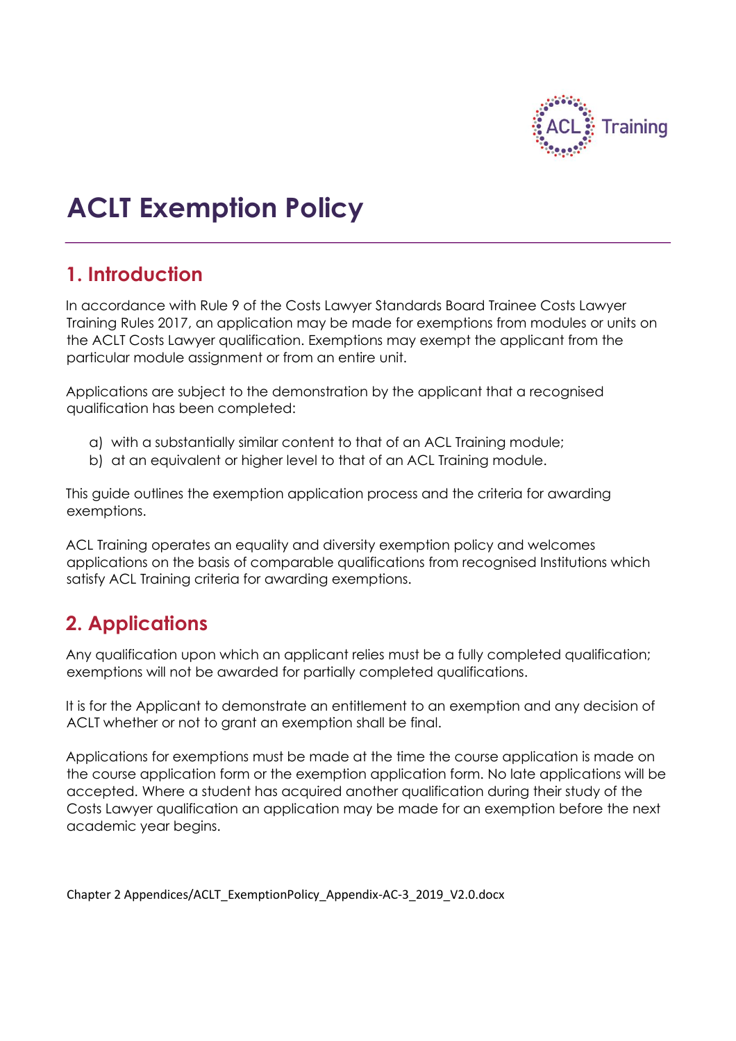# ACLT Exemption Policy

## 1. Introduction

In accordance with Rule 9 of the Costs Lawyer Standards Board Trainee Costs Lawyer Training Rules 2017, an application may be made for exemptions from modules or units on the ACLT Costs Lawyer qualification. Exemptions may exempt the applicant from the particular module assignment or from an entire unit.

Applications are subject to the demonstration by the applicant that a recognised qualification has been completed:

a) with a substantially similar content to that of an ACL Training module;
b) at an equivalent or higher level to that of an ACL Training module.

This guide outlines the exemption application process and the criteria for awarding exemptions.

ACL Training operates an equality and diversity exemption policy and welcomes applications on the basis of comparable qualifications from recognised Institutions which satisfy ACL Training criteria for awarding exemptions.

## 2. Applications

Any qualification upon which an applicant relies must be a fully completed qualification; exemptions will not be awarded for partially completed qualifications.

It is for the Applicant to demonstrate an entitlement to an exemption and any decision of ACLT whether or not to grant an exemption shall be final.

Applications for exemptions must be made at the time the course application is made on the course application form or the exemption application form. No late applications will be accepted. Where a student has acquired another qualification during their study of the Costs Lawyer qualification an application may be made for an exemption before the next academic year begins.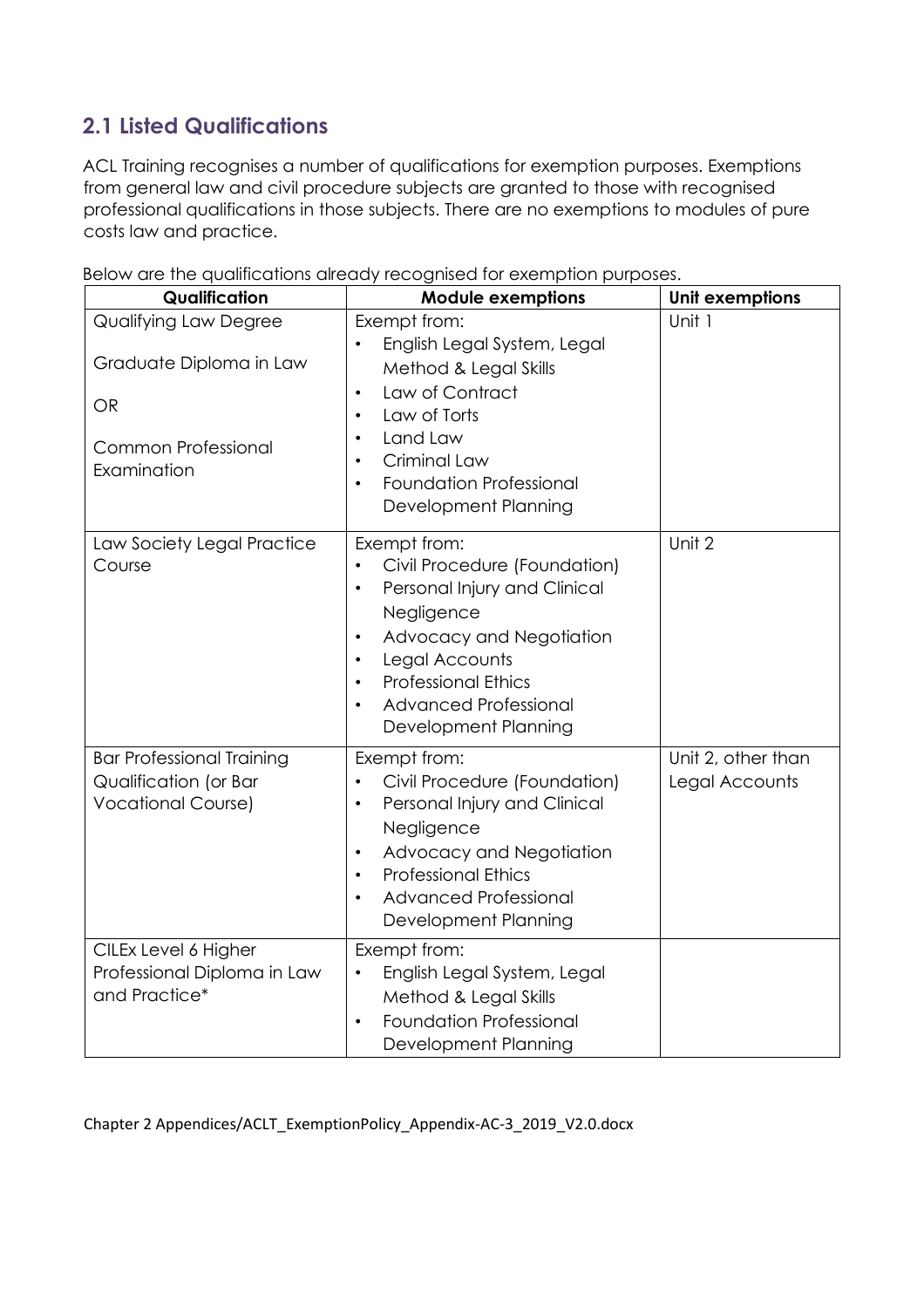## 2.1 Listed Qualifications

ACL Training recognises a number of qualifications for exemption purposes. Exemptions from general law and civil procedure subjects are granted to those with recognised professional qualifications in those subjects. There are no exemptions to modules of pure costs law and practice.

Below are the qualifications already recognised for exemption purposes.

| Qualification | Module exemptions | Unit exemptions |
|---|---|---|
| Qualifying Law Degree<br><br>Graduate Diploma in Law<br><br>OR<br><br>Common Professional Examination | Exempt from:<br>• English Legal System, Legal Method & Legal Skills<br>• Law of Contract<br>• Law of Torts<br>• Land Law<br>• Criminal Law<br>• Foundation Professional Development Planning | Unit 1 |
| Law Society Legal Practice Course | Exempt from:<br>• Civil Procedure (Foundation)<br>• Personal Injury and Clinical Negligence<br>• Advocacy and Negotiation<br>• Legal Accounts<br>• Professional Ethics<br>• Advanced Professional Development Planning | Unit 2 |
| Bar Professional Training Qualification (or Bar Vocational Course) | Exempt from:<br>• Civil Procedure (Foundation)<br>• Personal Injury and Clinical Negligence<br>• Advocacy and Negotiation<br>• Professional Ethics<br>• Advanced Professional Development Planning | Unit 2, other than Legal Accounts |
| CILEx Level 6 Higher Professional Diploma in Law and Practice* | Exempt from:<br>• English Legal System, Legal Method & Legal Skills<br>• Foundation Professional Development Planning | |

Chapter 2 Appendices/ACLT_ExemptionPolicy_Appendix-AC-3_2019_V2.0.docx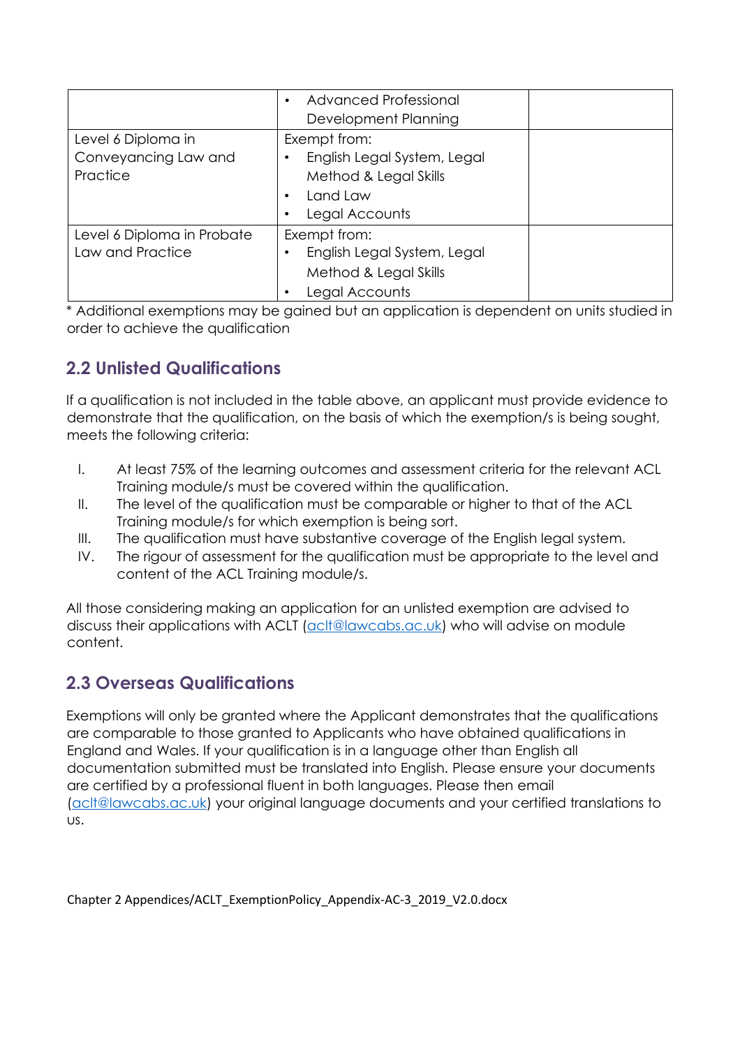| | | |
|---|---|---|
| | • Advanced Professional Development Planning | |
| Level 6 Diploma in Conveyancing Law and Practice | Exempt from:<br>• English Legal System, Legal Method & Legal Skills<br>• Land Law<br>• Legal Accounts | |
| Level 6 Diploma in Probate Law and Practice | Exempt from:<br>• English Legal System, Legal Method & Legal Skills<br>• Legal Accounts | |

* Additional exemptions may be gained but an application is dependent on units studied in order to achieve the qualification

## 2.2 Unlisted Qualifications

If a qualification is not included in the table above, an applicant must provide evidence to demonstrate that the qualification, on the basis of which the exemption/s is being sought, meets the following criteria:

I. At least 75% of the learning outcomes and assessment criteria for the relevant ACL Training module/s must be covered within the qualification.
II. The level of the qualification must be comparable or higher to that of the ACL Training module/s for which exemption is being sort.
III. The qualification must have substantive coverage of the English legal system.
IV. The rigour of assessment for the qualification must be appropriate to the level and content of the ACL Training module/s.

All those considering making an application for an unlisted exemption are advised to discuss their applications with ACLT (aclt@lawcabs.ac.uk) who will advise on module content.

## 2.3 Overseas Qualifications

Exemptions will only be granted where the Applicant demonstrates that the qualifications are comparable to those granted to Applicants who have obtained qualifications in England and Wales. If your qualification is in a language other than English all documentation submitted must be translated into English. Please ensure your documents are certified by a professional fluent in both languages. Please then email (aclt@lawcabs.ac.uk) your original language documents and your certified translations to us.

Chapter 2 Appendices/ACLT_ExemptionPolicy_Appendix-AC-3_2019_V2.0.docx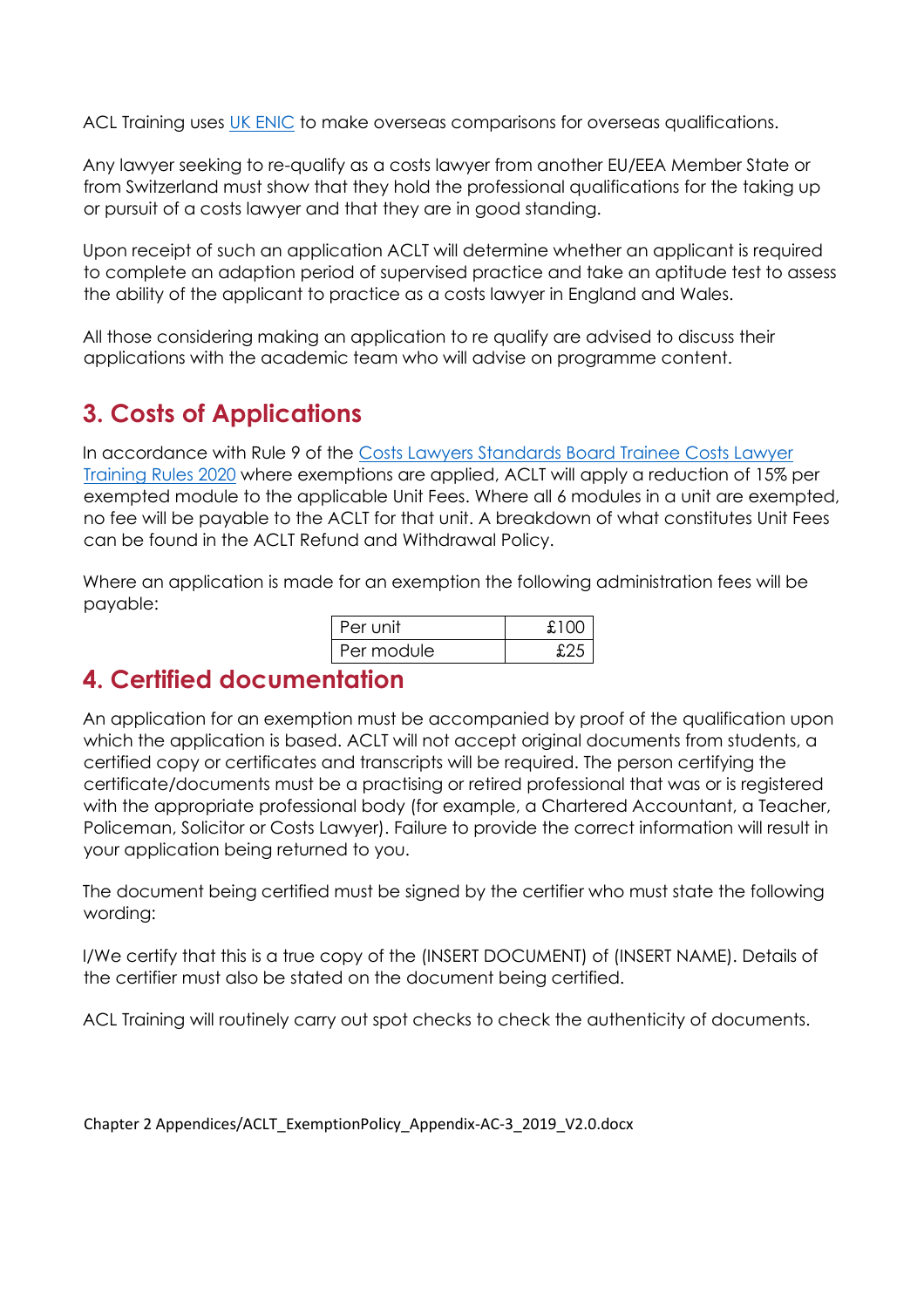ACL Training uses [UK ENIC](#) to make overseas comparisons for overseas qualifications.

Any lawyer seeking to re-qualify as a costs lawyer from another EU/EEA Member State or from Switzerland must show that they hold the professional qualifications for the taking up or pursuit of a costs lawyer and that they are in good standing.

Upon receipt of such an application ACLT will determine whether an applicant is required to complete an adaption period of supervised practice and take an aptitude test to assess the ability of the applicant to practice as a costs lawyer in England and Wales.

All those considering making an application to re qualify are advised to discuss their applications with the academic team who will advise on programme content.

## 3. Costs of Applications

In accordance with Rule 9 of the [Costs Lawyers Standards Board Trainee Costs Lawyer Training Rules 2020](#) where exemptions are applied, ACLT will apply a reduction of 15% per exempted module to the applicable Unit Fees. Where all 6 modules in a unit are exempted, no fee will be payable to the ACLT for that unit. A breakdown of what constitutes Unit Fees can be found in the ACLT Refund and Withdrawal Policy.

Where an application is made for an exemption the following administration fees will be payable:

| | |
|---|---|
| Per unit | £100 |
| Per module | £25 |

## 4. Certified documentation

An application for an exemption must be accompanied by proof of the qualification upon which the application is based. ACLT will not accept original documents from students, a certified copy or certificates and transcripts will be required. The person certifying the certificate/documents must be a practising or retired professional that was or is registered with the appropriate professional body (for example, a Chartered Accountant, a Teacher, Policeman, Solicitor or Costs Lawyer). Failure to provide the correct information will result in your application being returned to you.

The document being certified must be signed by the certifier who must state the following wording:

I/We certify that this is a true copy of the (INSERT DOCUMENT) of (INSERT NAME). Details of the certifier must also be stated on the document being certified.

ACL Training will routinely carry out spot checks to check the authenticity of documents.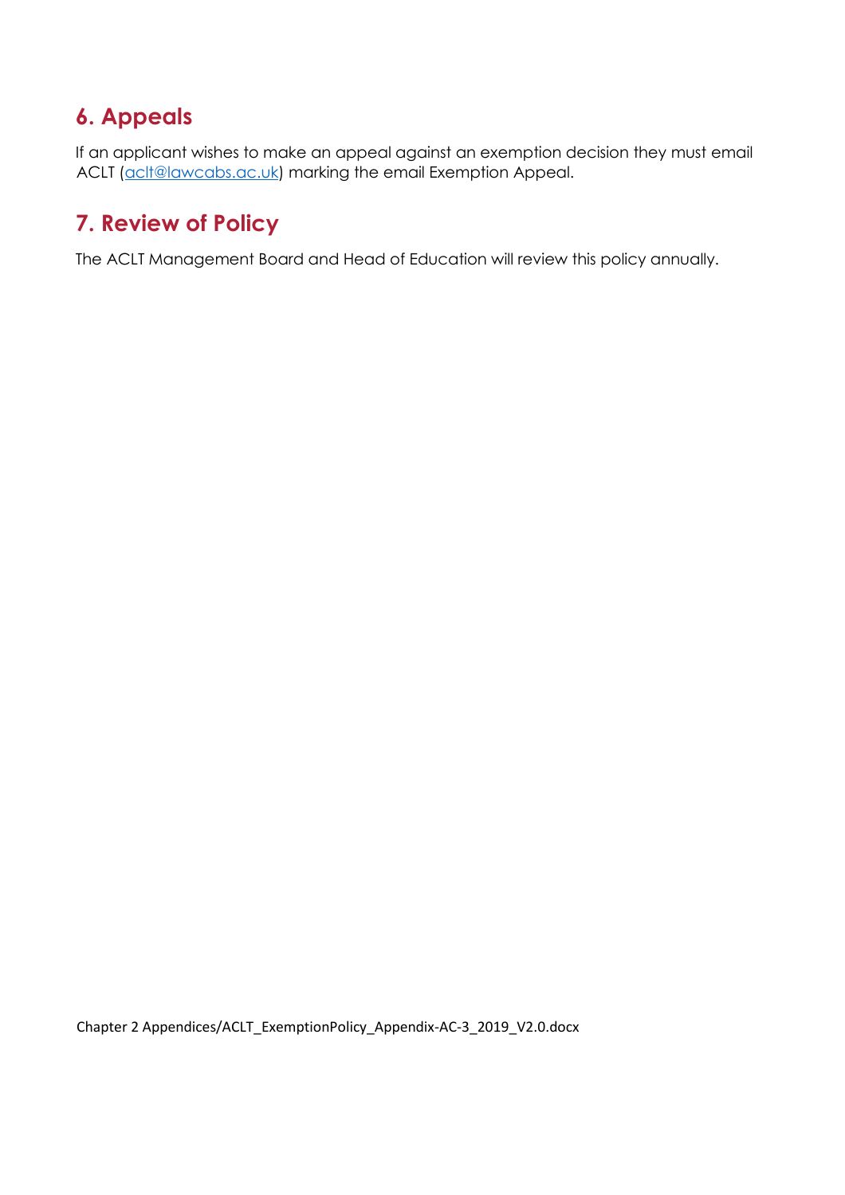## 6. Appeals

If an applicant wishes to make an appeal against an exemption decision they must email ACLT (aclt@lawcabs.ac.uk) marking the email Exemption Appeal.

## 7. Review of Policy

The ACLT Management Board and Head of Education will review this policy annually.